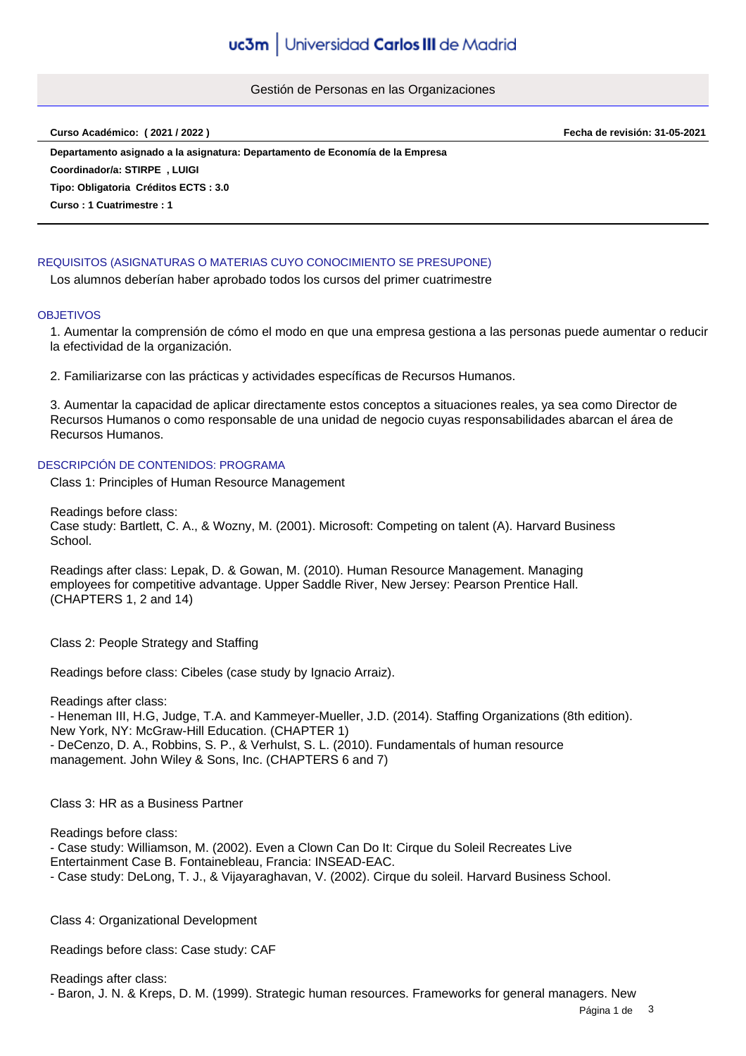# Gestión de Personas en las Organizaciones

**Curso Académico: ( 2021 / 2022 )** **Fecha de revisión: 31-05-2021**

**Departamento asignado a la asignatura: Departamento de Economía de la Empresa**

**Coordinador/a: STIRPE , LUIGI**

**Tipo: Obligatoria Créditos ECTS : 3.0**

**Curso : 1 Cuatrimestre : 1**

## REQUISITOS (ASIGNATURAS O MATERIAS CUYO CONOCIMIENTO SE PRESUPONE)

Los alumnos deberían haber aprobado todos los cursos del primer cuatrimestre

## OBJETIVOS

1. Aumentar la comprensión de cómo el modo en que una empresa gestiona a las personas puede aumentar o reducir la efectividad de la organización.

2. Familiarizarse con las prácticas y actividades específicas de Recursos Humanos.

3. Aumentar la capacidad de aplicar directamente estos conceptos a situaciones reales, ya sea como Director de Recursos Humanos o como responsable de una unidad de negocio cuyas responsabilidades abarcan el área de Recursos Humanos.

## DESCRIPCIÓN DE CONTENIDOS: PROGRAMA

Class 1: Principles of Human Resource Management

Readings before class:
Case study: Bartlett, C. A., & Wozny, M. (2001). Microsoft: Competing on talent (A). Harvard Business School.

Readings after class: Lepak, D. & Gowan, M. (2010). Human Resource Management. Managing employees for competitive advantage. Upper Saddle River, New Jersey: Pearson Prentice Hall. (CHAPTERS 1, 2 and 14)

Class 2: People Strategy and Staffing

Readings before class: Cibeles (case study by Ignacio Arraiz).

Readings after class:
- Heneman III, H.G, Judge, T.A. and Kammeyer-Mueller, J.D. (2014). Staffing Organizations (8th edition). New York, NY: McGraw-Hill Education. (CHAPTER 1)
- DeCenzo, D. A., Robbins, S. P., & Verhulst, S. L. (2010). Fundamentals of human resource management. John Wiley & Sons, Inc. (CHAPTERS 6 and 7)

Class 3: HR as a Business Partner

Readings before class:
- Case study: Williamson, M. (2002). Even a Clown Can Do It: Cirque du Soleil Recreates Live Entertainment Case B. Fontainebleau, Francia: INSEAD-EAC.
- Case study: DeLong, T. J., & Vijayaraghavan, V. (2002). Cirque du soleil. Harvard Business School.

Class 4: Organizational Development

Readings before class: Case study: CAF

Readings after class:
- Baron, J. N. & Kreps, D. M. (1999). Strategic human resources. Frameworks for general managers. New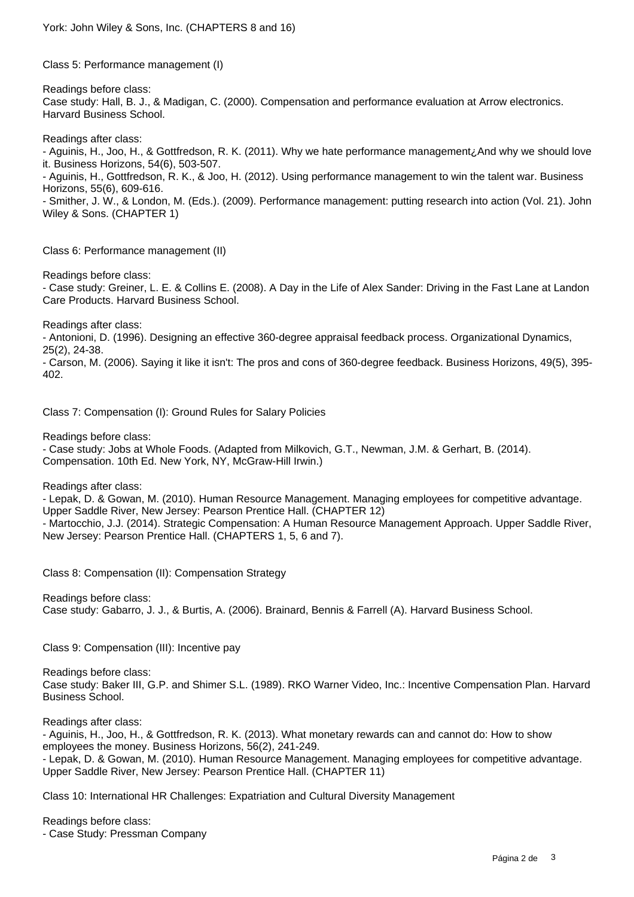York: John Wiley & Sons, Inc. (CHAPTERS 8 and 16)

Class 5: Performance management (I)

Readings before class:
Case study: Hall, B. J., & Madigan, C. (2000). Compensation and performance evaluation at Arrow electronics. Harvard Business School.

Readings after class:
- Aguinis, H., Joo, H., & Gottfredson, R. K. (2011). Why we hate performance management¿And why we should love it. Business Horizons, 54(6), 503-507.
- Aguinis, H., Gottfredson, R. K., & Joo, H. (2012). Using performance management to win the talent war. Business Horizons, 55(6), 609-616.
- Smither, J. W., & London, M. (Eds.). (2009). Performance management: putting research into action (Vol. 21). John Wiley & Sons. (CHAPTER 1)

Class 6: Performance management (II)

Readings before class:
- Case study: Greiner, L. E. & Collins E. (2008). A Day in the Life of Alex Sander: Driving in the Fast Lane at Landon Care Products. Harvard Business School.

Readings after class:
- Antonioni, D. (1996). Designing an effective 360-degree appraisal feedback process. Organizational Dynamics, 25(2), 24-38.
- Carson, M. (2006). Saying it like it isn't: The pros and cons of 360-degree feedback. Business Horizons, 49(5), 395-402.

Class 7: Compensation (I): Ground Rules for Salary Policies

Readings before class:
- Case study: Jobs at Whole Foods. (Adapted from Milkovich, G.T., Newman, J.M. & Gerhart, B. (2014). Compensation. 10th Ed. New York, NY, McGraw-Hill Irwin.)

Readings after class:
- Lepak, D. & Gowan, M. (2010). Human Resource Management. Managing employees for competitive advantage. Upper Saddle River, New Jersey: Pearson Prentice Hall. (CHAPTER 12)
- Martocchio, J.J. (2014). Strategic Compensation: A Human Resource Management Approach. Upper Saddle River, New Jersey: Pearson Prentice Hall. (CHAPTERS 1, 5, 6 and 7).

Class 8: Compensation (II): Compensation Strategy

Readings before class:
Case study: Gabarro, J. J., & Burtis, A. (2006). Brainard, Bennis & Farrell (A). Harvard Business School.

Class 9: Compensation (III): Incentive pay

Readings before class:
Case study: Baker III, G.P. and Shimer S.L. (1989). RKO Warner Video, Inc.: Incentive Compensation Plan. Harvard Business School.

Readings after class:
- Aguinis, H., Joo, H., & Gottfredson, R. K. (2013). What monetary rewards can and cannot do: How to show employees the money. Business Horizons, 56(2), 241-249.
- Lepak, D. & Gowan, M. (2010). Human Resource Management. Managing employees for competitive advantage. Upper Saddle River, New Jersey: Pearson Prentice Hall. (CHAPTER 11)

Class 10: International HR Challenges: Expatriation and Cultural Diversity Management

Readings before class:
- Case Study: Pressman Company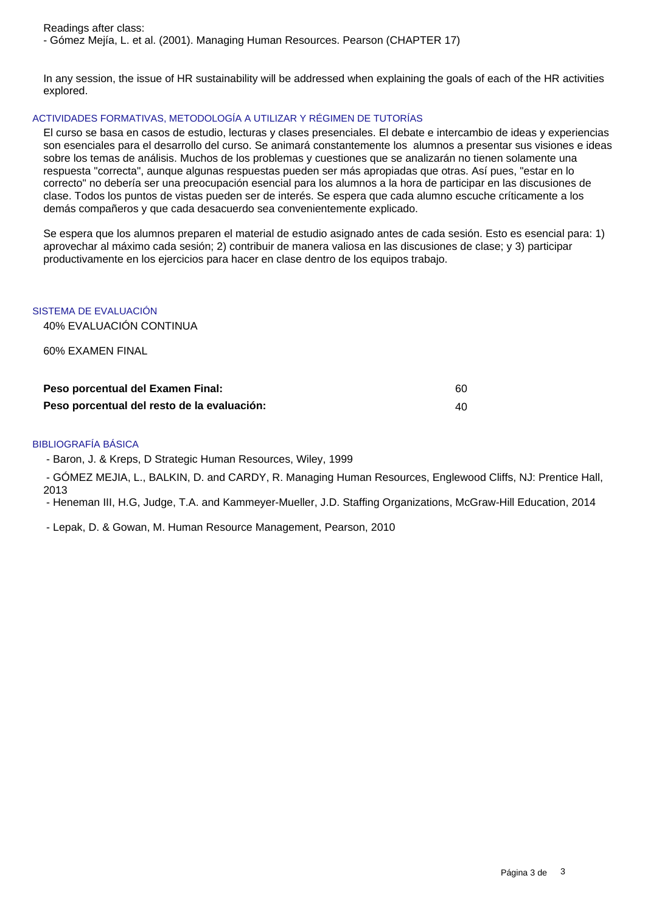Readings after class:

- Gómez Mejía, L. et al. (2001). Managing Human Resources. Pearson (CHAPTER 17)

In any session, the issue of HR sustainability will be addressed when explaining the goals of each of the HR activities explored.

## ACTIVIDADES FORMATIVAS, METODOLOGÍA A UTILIZAR Y RÉGIMEN DE TUTORÍAS

El curso se basa en casos de estudio, lecturas y clases presenciales. El debate e intercambio de ideas y experiencias son esenciales para el desarrollo del curso. Se animará constantemente los alumnos a presentar sus visiones e ideas sobre los temas de análisis. Muchos de los problemas y cuestiones que se analizarán no tienen solamente una respuesta "correcta", aunque algunas respuestas pueden ser más apropiadas que otras. Así pues, "estar en lo correcto" no debería ser una preocupación esencial para los alumnos a la hora de participar en las discusiones de clase. Todos los puntos de vistas pueden ser de interés. Se espera que cada alumno escuche críticamente a los demás compañeros y que cada desacuerdo sea convenientemente explicado.

Se espera que los alumnos preparen el material de estudio asignado antes de cada sesión. Esto es esencial para: 1) aprovechar al máximo cada sesión; 2) contribuir de manera valiosa en las discusiones de clase; y 3) participar productivamente en los ejercicios para hacer en clase dentro de los equipos trabajo.

## SISTEMA DE EVALUACIÓN

40% EVALUACIÓN CONTINUA

60% EXAMEN FINAL

| | |
|---|---|
| **Peso porcentual del Examen Final:** | 60 |
| **Peso porcentual del resto de la evaluación:** | 40 |

## BIBLIOGRAFÍA BÁSICA

- Baron, J. & Kreps, D Strategic Human Resources, Wiley, 1999
- GÓMEZ MEJIA, L., BALKIN, D. and CARDY, R. Managing Human Resources, Englewood Cliffs, NJ: Prentice Hall, 2013
- Heneman III, H.G, Judge, T.A. and Kammeyer-Mueller, J.D. Staffing Organizations, McGraw-Hill Education, 2014
- Lepak, D. & Gowan, M. Human Resource Management, Pearson, 2010